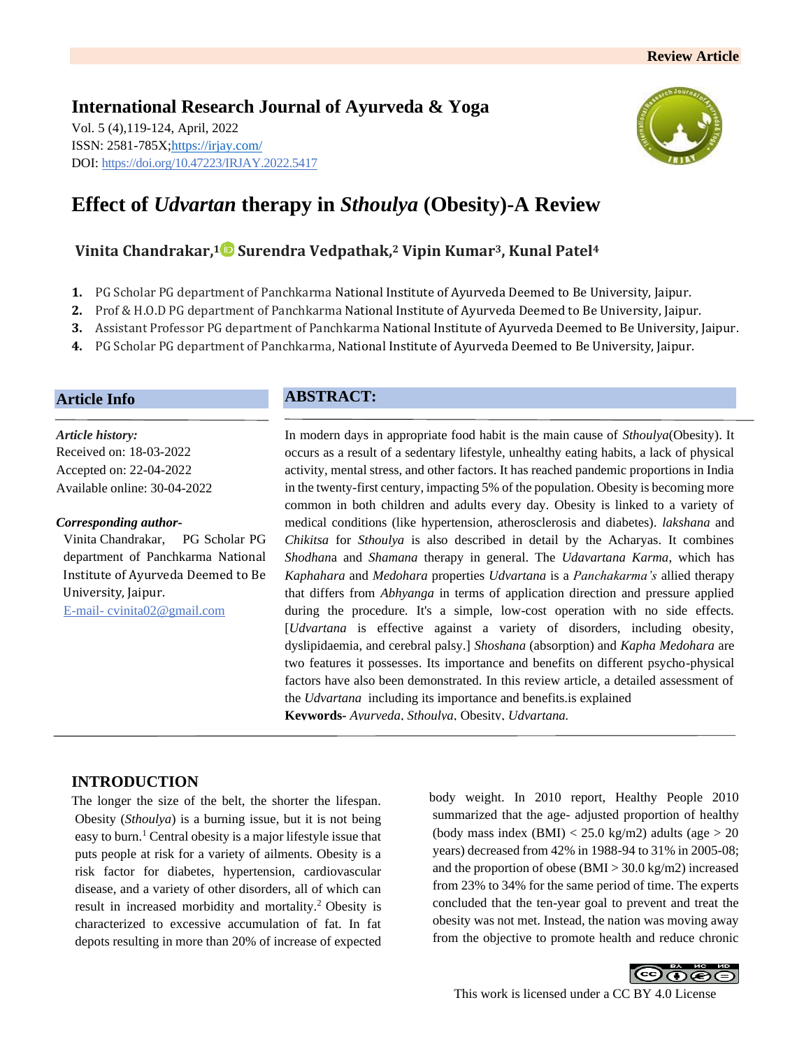Review Article

**International Research Journal of Ayurveda & Yoga**

Vol. 5 (4),119-124, April, 2022
ISSN: 2581-785X;https://irjay.com/
DOI: https://doi.org/10.47223/IRJAY.2022.5417

# Effect of *Udvartan* therapy in *Sthoulya* (Obesity)-A Review

**Vinita Chandrakar,[1] Surendra Vedpathak,[2] Vipin Kumar[3], Kunal Patel[4]**

1. PG Scholar PG department of Panchkarma National Institute of Ayurveda Deemed to Be University, Jaipur.
2. Prof & H.O.D PG department of Panchkarma National Institute of Ayurveda Deemed to Be University, Jaipur.
3. Assistant Professor PG department of Panchkarma National Institute of Ayurveda Deemed to Be University, Jaipur.
4. PG Scholar PG department of Panchkarma, National Institute of Ayurveda Deemed to Be University, Jaipur.

## Article Info

***Article history:***
Received on: 18-03-2022
Accepted on: 22-04-2022
Available online: 30-04-2022

***Corresponding author-***
Vinita Chandrakar, PG Scholar PG department of Panchkarma National Institute of Ayurveda Deemed to Be University, Jaipur.
E-mail- cvinita02@gmail.com

## ABSTRACT:

In modern days in appropriate food habit is the main cause of *Sthoulya*(Obesity). It occurs as a result of a sedentary lifestyle, unhealthy eating habits, a lack of physical activity, mental stress, and other factors. It has reached pandemic proportions in India in the twenty-first century, impacting 5% of the population. Obesity is becoming more common in both children and adults every day. Obesity is linked to a variety of medical conditions (like hypertension, atherosclerosis and diabetes). *lakshana* and *Chikitsa* for *Sthoulya* is also described in detail by the Acharyas. It combines *Shodhan*a and *Shamana* therapy in general. The *Udavartana Karma*, which has *Kaphahara* and *Medohara* properties *Udvartana* is a *Panchakarma's* allied therapy that differs from *Abhyanga* in terms of application direction and pressure applied during the procedure. It's a simple, low-cost operation with no side effects. [*Udvartana* is effective against a variety of disorders, including obesity, dyslipidaemia, and cerebral palsy.] *Shoshana* (absorption) and *Kapha Medohara* are two features it possesses. Its importance and benefits on different psycho-physical factors have also been demonstrated. In this review article, a detailed assessment of the *Udvartana* including its importance and benefits.is explained

**Keywords-** *Ayurveda*, *Sthoulya*, Obesity, *Udvartana.*

## INTRODUCTION

The longer the size of the belt, the shorter the lifespan. Obesity (*Sthoulya*) is a burning issue, but it is not being easy to burn.[1] Central obesity is a major lifestyle issue that puts people at risk for a variety of ailments. Obesity is a risk factor for diabetes, hypertension, cardiovascular disease, and a variety of other disorders, all of which can result in increased morbidity and mortality.[2] Obesity is characterized to excessive accumulation of fat. In fat depots resulting in more than 20% of increase of expected body weight. In 2010 report, Healthy People 2010 summarized that the age- adjusted proportion of healthy (body mass index (BMI) < 25.0 kg/m2) adults (age > 20 years) decreased from 42% in 1988-94 to 31% in 2005-08; and the proportion of obese (BMI > 30.0 kg/m2) increased from 23% to 34% for the same period of time. The experts concluded that the ten-year goal to prevent and treat the obesity was not met. Instead, the nation was moving away from the objective to promote health and reduce chronic

This work is licensed under a CC BY 4.0 License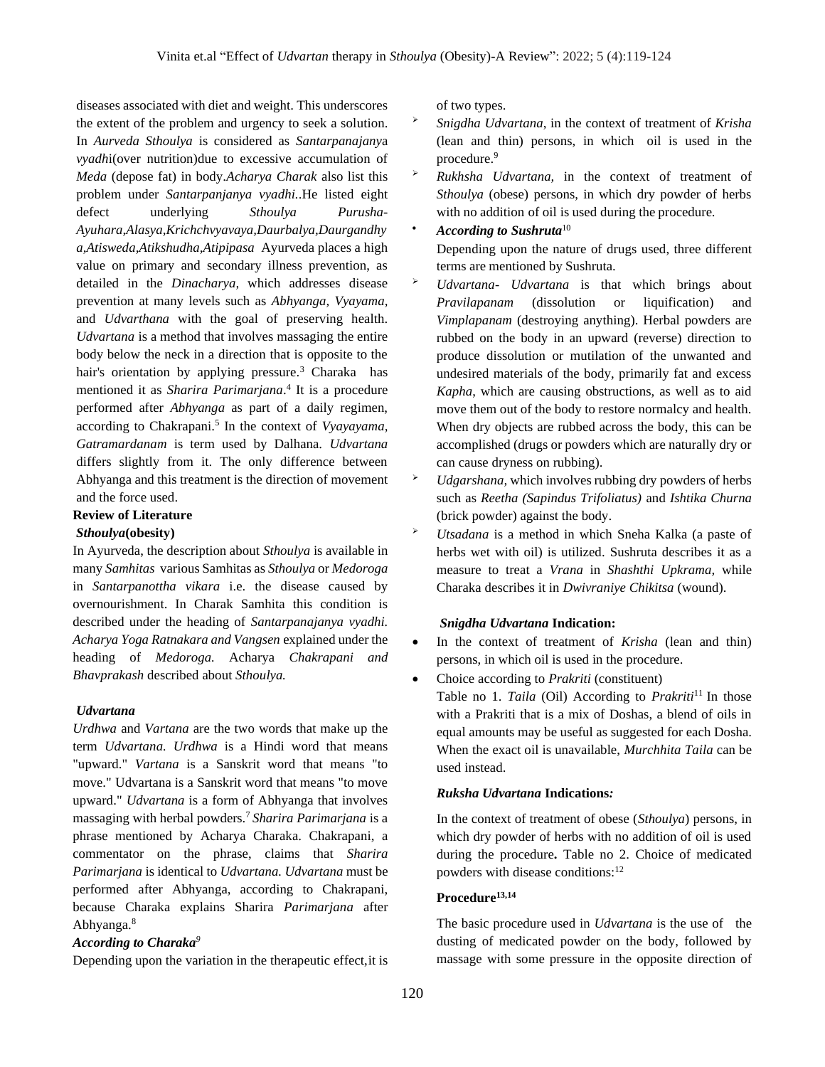diseases associated with diet and weight. This underscores the extent of the problem and urgency to seek a solution. In *Aurveda Sthoulya* is considered as *Santarpanajanya vyadhi*(over nutrition)due to excessive accumulation of *Meda* (depose fat) in body.*Acharya Charak* also list this problem under *Santarpanjanya vyadhi.*.He listed eight defect underlying *Sthoulya Purusha-Ayuhara,Alasya,Krichchvyavaya,Daurbalya,Daurgandhya,Atisweda,Atikshudha,Atipipasa* Ayurveda places a high value on primary and secondary illness prevention, as detailed in the *Dinacharya,* which addresses disease prevention at many levels such as *Abhyanga, Vyayama,* and *Udvarthana* with the goal of preserving health. *Udvartana* is a method that involves massaging the entire body below the neck in a direction that is opposite to the hair's orientation by applying pressure.[3] Charaka has mentioned it as *Sharira Parimarjana*.[4] It is a procedure performed after *Abhyanga* as part of a daily regimen, according to Chakrapani.[5] In the context of *Vyayayama, Gatramardanam* is term used by Dalhana. *Udvartana* differs slightly from it. The only difference between Abhyanga and this treatment is the direction of movement and the force used.

**Review of Literature**

***Sthoulya*(obesity)**

In Ayurveda, the description about *Sthoulya* is available in many *Samhitas* various Samhitas as *Sthoulya* or *Medoroga* in *Santarpanottha vikara* i.e. the disease caused by overnourishment. In Charak Samhita this condition is described under the heading of *Santarpanajanya vyadhi. Acharya Yoga Ratnakara and Vangsen* explained under the heading of *Medoroga.* Acharya *Chakrapani and Bhavprakash* described about *Sthoulya.*

***Udvartana***

*Urdhwa* and *Vartana* are the two words that make up the term *Udvartana. Urdhwa* is a Hindi word that means "upward." *Vartana* is a Sanskrit word that means "to move." Udvartana is a Sanskrit word that means "to move upward." *Udvartana* is a form of Abhyanga that involves massaging with herbal powders.[7] *Sharira Parimarjana* is a phrase mentioned by Acharya Charaka. Chakrapani, a commentator on the phrase, claims that *Sharira Parimarjana* is identical to *Udvartana. Udvartana* must be performed after Abhyanga, according to Chakrapani, because Charaka explains Sharira *Parimarjana* after Abhyanga.[8]

***According to Charaka***[9]

Depending upon the variation in the therapeutic effect,it is of two types.

- *Snigdha Udvartana*, in the context of treatment of *Krisha* (lean and thin) persons, in which oil is used in the procedure.[9]
- *Rukhsha Udvartana,* in the context of treatment of *Sthoulya* (obese) persons, in which dry powder of herbs with no addition of oil is used during the procedure.

- ***According to Sushruta***[10]

Depending upon the nature of drugs used, three different terms are mentioned by Sushruta.

- *Udvartana- Udvartana* is that which brings about *Pravilapanam* (dissolution or liquification) and *Vimplapanam* (destroying anything). Herbal powders are rubbed on the body in an upward (reverse) direction to produce dissolution or mutilation of the unwanted and undesired materials of the body, primarily fat and excess *Kapha*, which are causing obstructions, as well as to aid move them out of the body to restore normalcy and health. When dry objects are rubbed across the body, this can be accomplished (drugs or powders which are naturally dry or can cause dryness on rubbing).
- *Udgarshana,* which involves rubbing dry powders of herbs such as *Reetha (Sapindus Trifoliatus)* and *Ishtika Churna* (brick powder) against the body.
- *Utsadana* is a method in which Sneha Kalka (a paste of herbs wet with oil) is utilized. Sushruta describes it as a measure to treat a *Vrana* in *Shashthi Upkrama,* while Charaka describes it in *Dwivraniye Chikitsa* (wound).

***Snigdha Udvartana* Indication:**

- In the context of treatment of *Krisha* (lean and thin) persons, in which oil is used in the procedure.
- Choice according to *Prakriti* (constituent)
  Table no 1. *Taila* (Oil) According to *Prakriti*[11] In those with a Prakriti that is a mix of Doshas, a blend of oils in equal amounts may be useful as suggested for each Dosha. When the exact oil is unavailable, *Murchhita Taila* can be used instead.

***Ruksha Udvartana* Indications*:***

In the context of treatment of obese (*Sthoulya*) persons, in which dry powder of herbs with no addition of oil is used during the procedure**.** Table no 2. Choice of medicated powders with disease conditions:[12]

**Procedure**[13,14]

The basic procedure used in *Udvartana* is the use of the dusting of medicated powder on the body, followed by massage with some pressure in the opposite direction of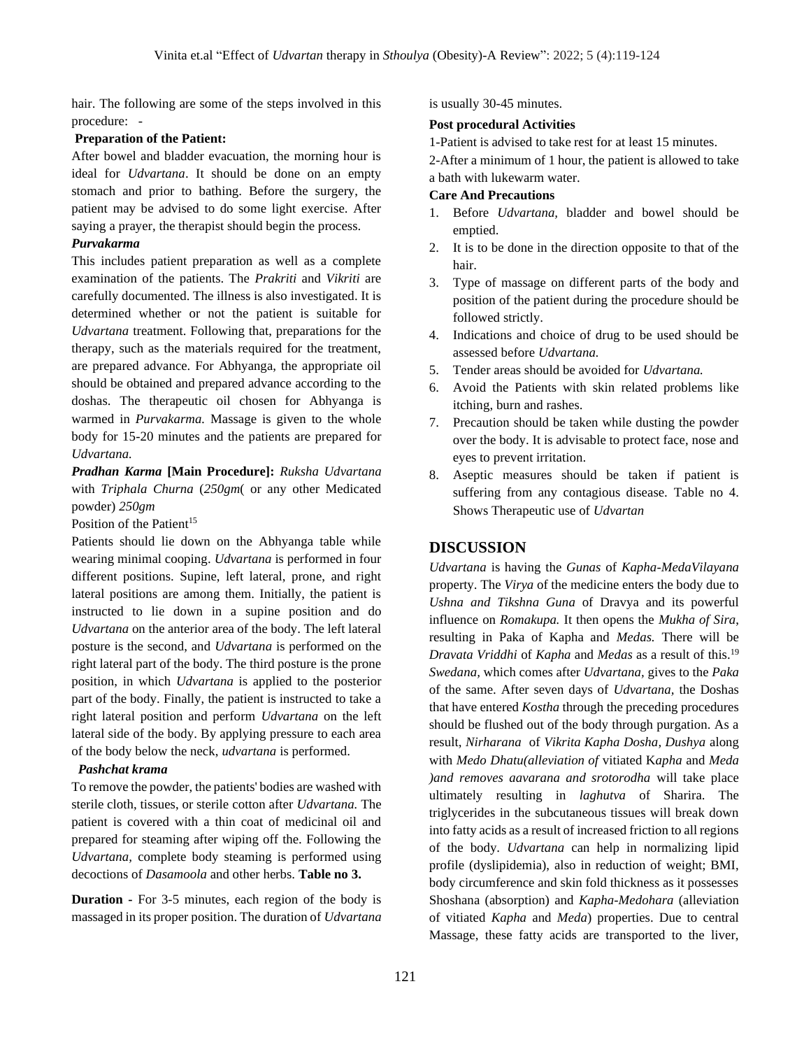hair. The following are some of the steps involved in this procedure: -

**Preparation of the Patient:**

After bowel and bladder evacuation, the morning hour is ideal for *Udvartana*. It should be done on an empty stomach and prior to bathing. Before the surgery, the patient may be advised to do some light exercise. After saying a prayer, the therapist should begin the process.

***Purvakarma***

This includes patient preparation as well as a complete examination of the patients. The *Prakriti* and *Vikriti* are carefully documented. The illness is also investigated. It is determined whether or not the patient is suitable for *Udvartana* treatment. Following that, preparations for the therapy, such as the materials required for the treatment, are prepared advance. For Abhyanga, the appropriate oil should be obtained and prepared advance according to the doshas. The therapeutic oil chosen for Abhyanga is warmed in *Purvakarma.* Massage is given to the whole body for 15-20 minutes and the patients are prepared for *Udvartana.*

***Pradhan Karma* [Main Procedure]:** *Ruksha Udvartana* with *Triphala Churna* (*250gm*( or any other Medicated powder) *250gm*

Position of the Patient[15]

Patients should lie down on the Abhyanga table while wearing minimal cooping. *Udvartana* is performed in four different positions. Supine, left lateral, prone, and right lateral positions are among them. Initially, the patient is instructed to lie down in a supine position and do *Udvartana* on the anterior area of the body. The left lateral posture is the second, and *Udvartana* is performed on the right lateral part of the body. The third posture is the prone position, in which *Udvartana* is applied to the posterior part of the body. Finally, the patient is instructed to take a right lateral position and perform *Udvartana* on the left lateral side of the body. By applying pressure to each area of the body below the neck, *udvartana* is performed.

***Pashchat krama***

To remove the powder, the patients' bodies are washed with sterile cloth, tissues, or sterile cotton after *Udvartana.* The patient is covered with a thin coat of medicinal oil and prepared for steaming after wiping off the. Following the *Udvartana*, complete body steaming is performed using decoctions of *Dasamoola* and other herbs. **Table no 3.**

**Duration** - For 3-5 minutes, each region of the body is massaged in its proper position. The duration of *Udvartana* is usually 30-45 minutes.

**Post procedural Activities**

1-Patient is advised to take rest for at least 15 minutes.

2-After a minimum of 1 hour, the patient is allowed to take a bath with lukewarm water.

**Care And Precautions**

1. Before *Udvartana,* bladder and bowel should be emptied.
2. It is to be done in the direction opposite to that of the hair.
3. Type of massage on different parts of the body and position of the patient during the procedure should be followed strictly.
4. Indications and choice of drug to be used should be assessed before *Udvartana.*
5. Tender areas should be avoided for *Udvartana.*
6. Avoid the Patients with skin related problems like itching, burn and rashes.
7. Precaution should be taken while dusting the powder over the body. It is advisable to protect face, nose and eyes to prevent irritation.
8. Aseptic measures should be taken if patient is suffering from any contagious disease. Table no 4. Shows Therapeutic use of *Udvartan*

## DISCUSSION

*Udvartana* is having the *Gunas* of *Kapha-MedaVilayana* property. The *Virya* of the medicine enters the body due to *Ushna and Tikshna Guna* of Dravya and its powerful influence on *Romakupa.* It then opens the *Mukha of Sira*, resulting in Paka of Kapha and *Medas.* There will be *Dravata Vriddhi* of *Kapha* and *Medas* as a result of this.[19] *Swedana*, which comes after *Udvartana*, gives to the *Paka* of the same. After seven days of *Udvartana*, the Doshas that have entered *Kostha* through the preceding procedures should be flushed out of the body through purgation. As a result, *Nirharana* of *Vikrita Kapha Dosha, Dushya* along with *Medo Dhatu(alleviation of* vitiated K*apha* and *Meda )and removes aavarana and srotorodha* will take place ultimately resulting in *laghutva* of Sharira. The triglycerides in the subcutaneous tissues will break down into fatty acids as a result of increased friction to all regions of the body. *Udvartana* can help in normalizing lipid profile (dyslipidemia), also in reduction of weight; BMI, body circumference and skin fold thickness as it possesses Shoshana (absorption) and *Kapha-Medohara* (alleviation of vitiated *Kapha* and *Meda*) properties. Due to central Massage, these fatty acids are transported to the liver,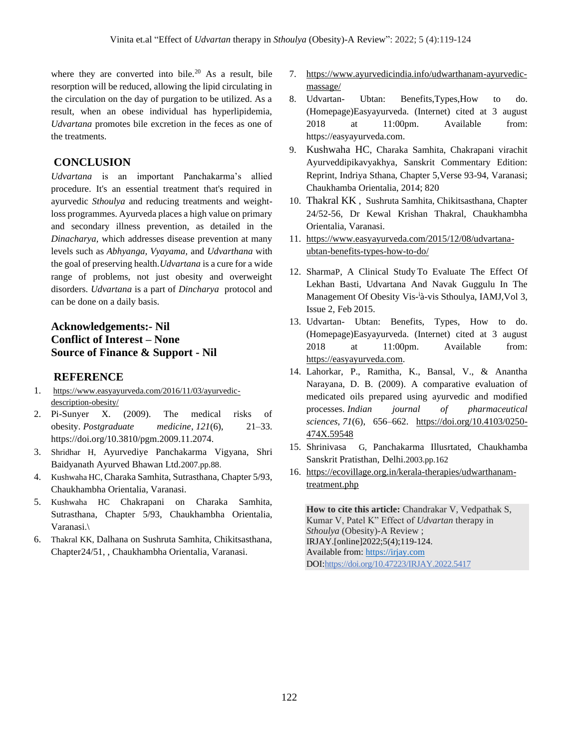where they are converted into bile.[20] As a result, bile resorption will be reduced, allowing the lipid circulating in the circulation on the day of purgation to be utilized. As a result, when an obese individual has hyperlipidemia, *Udvartana* promotes bile excretion in the feces as one of the treatments.

## CONCLUSION

*Udvartana* is an important Panchakarma's allied procedure. It's an essential treatment that's required in ayurvedic *Sthoulya* and reducing treatments and weight-loss programmes. Ayurveda places a high value on primary and secondary illness prevention, as detailed in the *Dinacharya*, which addresses disease prevention at many levels such as *Abhyanga, Vyayama*, and *Udvarthana* with the goal of preserving health.*Udvartana* is a cure for a wide range of problems, not just obesity and overweight disorders. *Udvartana* is a part of *Dincharya* protocol and can be done on a daily basis.

**Acknowledgements:- Nil**
**Conflict of Interest – None**
**Source of Finance & Support - Nil**

## REFERENCE

1. https://www.easyayurveda.com/2016/11/03/ayurvedic-description-obesity/
2. Pi-Sunyer X. (2009). The medical risks of obesity. *Postgraduate medicine*, *121*(6), 21–33. https://doi.org/10.3810/pgm.2009.11.2074.
3. Shridhar H, Ayurvediye Panchakarma Vigyana, Shri Baidyanath Ayurved Bhawan Ltd.2007.pp.88.
4. Kushwaha HC, Charaka Samhita, Sutrasthana, Chapter 5/93, Chaukhambha Orientalia, Varanasi.
5. Kushwaha HC Chakrapani on Charaka Samhita, Sutrasthana, Chapter 5/93, Chaukhambha Orientalia, Varanasi.\
6. Thakral KK, Dalhana on Sushruta Samhita, Chikitsasthana, Chapter24/51, , Chaukhambha Orientalia, Varanasi.
7. https://www.ayurvedicindia.info/udwarthanam-ayurvedic-massage/
8. Udvartan- Ubtan: Benefits,Types,How to do. (Homepage)Easyayurveda. (Internet) cited at 3 august 2018 at 11:00pm. Available from: https://easyayurveda.com.
9. Kushwaha HC, Charaka Samhita, Chakrapani virachit Ayurveddipikavyakhya, Sanskrit Commentary Edition: Reprint, Indriya Sthana, Chapter 5,Verse 93-94, Varanasi; Chaukhamba Orientalia, 2014; 820
10. Thakral KK , Sushruta Samhita, Chikitsasthana, Chapter 24/52-56, Dr Kewal Krishan Thakral, Chaukhambha Orientalia, Varanasi.
11. https://www.easyayurveda.com/2015/12/08/udvartana-ubtan-benefits-types-how-to-do/
12. SharmaP, A Clinical Study To Evaluate The Effect Of Lekhan Basti, Udvartana And Navak Guggulu In The Management Of Obesity Vis-à-vis Sthoulya, IAMJ,Vol 3, Issue 2, Feb 2015.
13. Udvartan- Ubtan: Benefits, Types, How to do. (Homepage)Easyayurveda. (Internet) cited at 3 august 2018 at 11:00pm. Available from: https://easyayurveda.com.
14. Lahorkar, P., Ramitha, K., Bansal, V., & Anantha Narayana, D. B. (2009). A comparative evaluation of medicated oils prepared using ayurvedic and modified processes. *Indian journal of pharmaceutical sciences*, *71*(6), 656–662. https://doi.org/10.4103/0250-474X.59548
15. Shrinivasa G, Panchakarma Illusrtated, Chaukhamba Sanskrit Pratisthan, Delhi.2003.pp.162
16. https://ecovillage.org.in/kerala-therapies/udwarthanam-treatment.php

**How to cite this article:** Chandrakar V, Vedpathak S, Kumar V, Patel K" Effect of *Udvartan* therapy in *Sthoulya* (Obesity)-A Review ; IRJAY.[online]2022;5(4);119-124.
Available from: https://irjay.com
DOI:https://doi.org/10.47223/IRJAY.2022.5417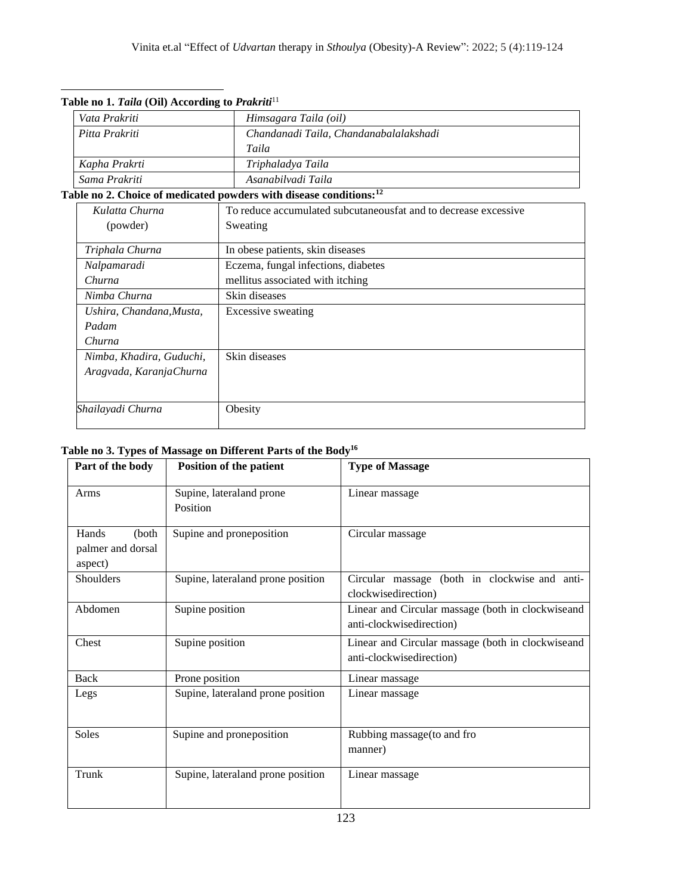**Table no 1. *Taila* (Oil) According to *Prakriti*[11]**

| | |
|---|---|
| *Vata Prakriti* | *Himsagara Taila (oil)* |
| *Pitta Prakriti* | *Chandanadi Taila, Chandanabalalakshadi Taila* |
| *Kapha Prakrti* | *Triphaladya Taila* |
| *Sama Prakriti* | *Asanabilvadi Taila* |

**Table no 2. Choice of medicated powders with disease conditions:[12]**

| | |
|---|---|
| *Kulatta Churna* (powder) | To reduce accumulated subcutaneousfat and to decrease excessive Sweating |
| *Triphala Churna* | In obese patients, skin diseases |
| *Nalpamaradi Churna* | Eczema, fungal infections, diabetes mellitus associated with itching |
| *Nimba Churna* | Skin diseases |
| *Ushira, Chandana,Musta, Padam Churna* | Excessive sweating |
| *Nimba, Khadira, Guduchi, Aragvada, KaranjaChurna* | Skin diseases |
| *Shailayadi Churna* | Obesity |

**Table no 3. Types of Massage on Different Parts of the Body[16]**

| Part of the body | Position of the patient | Type of Massage |
|---|---|---|
| Arms | Supine, lateraland prone Position | Linear massage |
| Hands (both palmer and dorsal aspect) | Supine and proneposition | Circular massage |
| Shoulders | Supine, lateraland prone position | Circular massage (both in clockwise and anti-clockwisedirection) |
| Abdomen | Supine position | Linear and Circular massage (both in clockwiseand anti-clockwisedirection) |
| Chest | Supine position | Linear and Circular massage (both in clockwiseand anti-clockwisedirection) |
| Back | Prone position | Linear massage |
| Legs | Supine, lateraland prone position | Linear massage |
| Soles | Supine and proneposition | Rubbing massage(to and fro manner) |
| Trunk | Supine, lateraland prone position | Linear massage |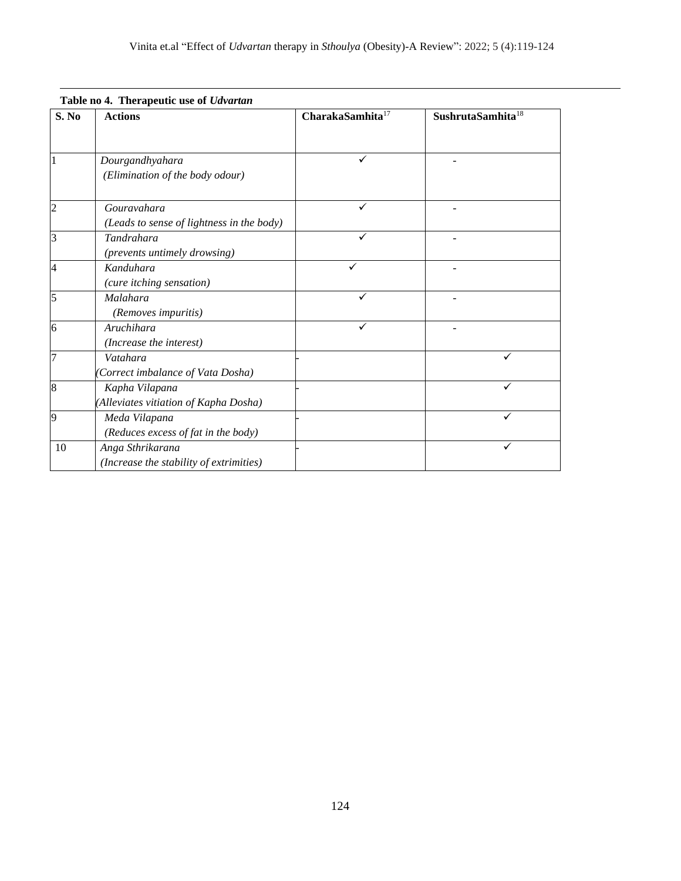**Table no 4. Therapeutic use of *Udvartan***

| S. No | Actions | CharakaSamhita[17] | SushrutaSamhita[18] |
|---|---|---|---|
| 1 | *Dourgandhyahara* *(Elimination of the body odour)* | ✓ | - |
| 2 | *Gouravahara* *(Leads to sense of lightness in the body)* | ✓ | - |
| 3 | *Tandrahara* *(prevents untimely drowsing)* | ✓ | - |
| 4 | *Kanduhara* *(cure itching sensation)* | ✓ | - |
| 5 | *Malahara* *(Removes impuritis)* | ✓ | - |
| 6 | *Aruchihara* *(Increase the interest)* | ✓ | - |
| 7 | *Vatahara* *(Correct imbalance of Vata Dosha)* | - | ✓ |
| 8 | *Kapha Vilapana* *(Alleviates vitiation of Kapha Dosha)* | - | ✓ |
| 9 | *Meda Vilapana* *(Reduces excess of fat in the body)* | - | ✓ |
| 10 | *Anga Sthrikarana* *(Increase the stability of extrimities)* | - | ✓ |